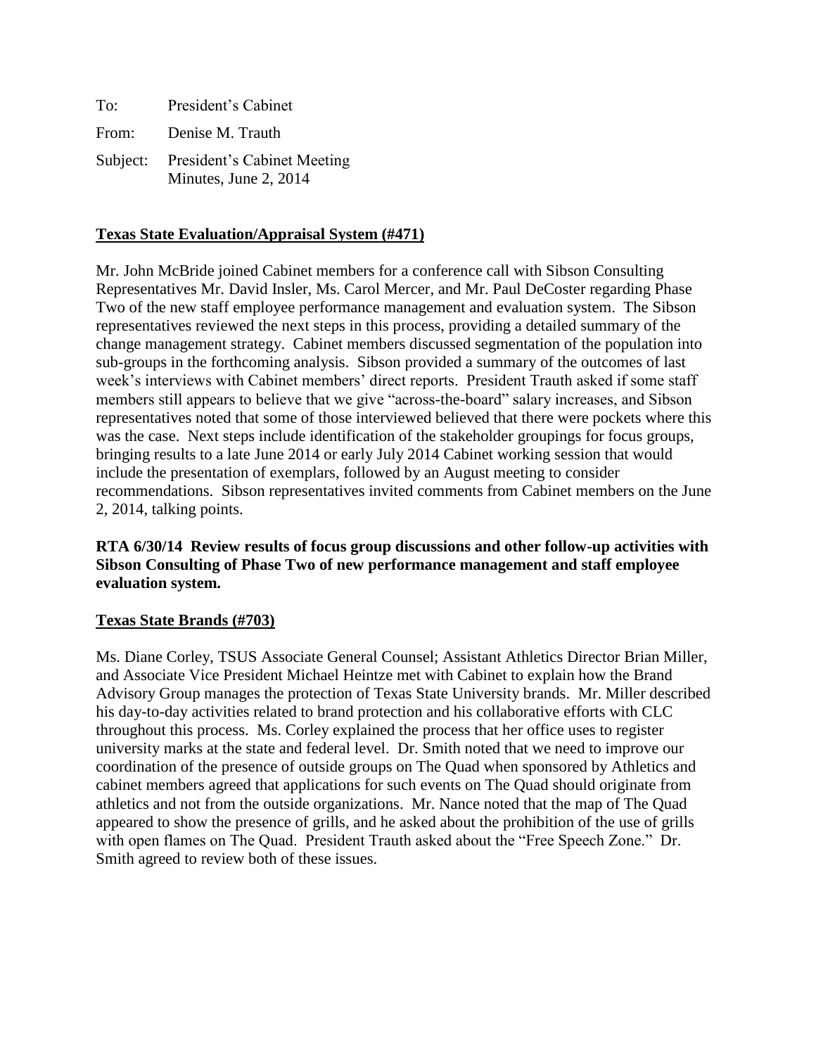To: President's Cabinet

From: Denise M. Trauth

Subject: President's Cabinet Meeting Minutes, June 2, 2014

**<u>Texas State Evaluation/Appraisal System (#471)</u>**

Mr. John McBride joined Cabinet members for a conference call with Sibson Consulting Representatives Mr. David Insler, Ms. Carol Mercer, and Mr. Paul DeCoster regarding Phase Two of the new staff employee performance management and evaluation system. The Sibson representatives reviewed the next steps in this process, providing a detailed summary of the change management strategy. Cabinet members discussed segmentation of the population into sub-groups in the forthcoming analysis. Sibson provided a summary of the outcomes of last week's interviews with Cabinet members' direct reports. President Trauth asked if some staff members still appears to believe that we give "across-the-board" salary increases, and Sibson representatives noted that some of those interviewed believed that there were pockets where this was the case. Next steps include identification of the stakeholder groupings for focus groups, bringing results to a late June 2014 or early July 2014 Cabinet working session that would include the presentation of exemplars, followed by an August meeting to consider recommendations. Sibson representatives invited comments from Cabinet members on the June 2, 2014, talking points.

**RTA 6/30/14 Review results of focus group discussions and other follow-up activities with Sibson Consulting of Phase Two of new performance management and staff employee evaluation system.**

**<u>Texas State Brands (#703)</u>**

Ms. Diane Corley, TSUS Associate General Counsel; Assistant Athletics Director Brian Miller, and Associate Vice President Michael Heintze met with Cabinet to explain how the Brand Advisory Group manages the protection of Texas State University brands. Mr. Miller described his day-to-day activities related to brand protection and his collaborative efforts with CLC throughout this process. Ms. Corley explained the process that her office uses to register university marks at the state and federal level. Dr. Smith noted that we need to improve our coordination of the presence of outside groups on The Quad when sponsored by Athletics and cabinet members agreed that applications for such events on The Quad should originate from athletics and not from the outside organizations. Mr. Nance noted that the map of The Quad appeared to show the presence of grills, and he asked about the prohibition of the use of grills with open flames on The Quad. President Trauth asked about the "Free Speech Zone." Dr. Smith agreed to review both of these issues.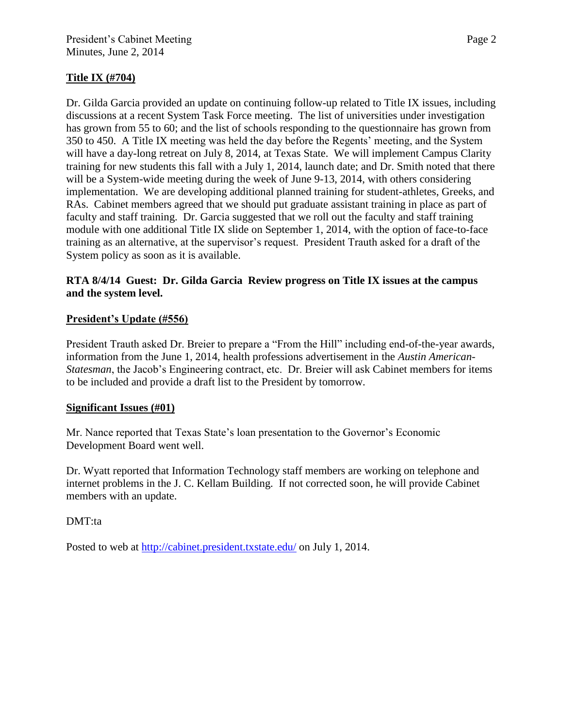## Title IX (#704)

Dr. Gilda Garcia provided an update on continuing follow-up related to Title IX issues, including discussions at a recent System Task Force meeting. The list of universities under investigation has grown from 55 to 60; and the list of schools responding to the questionnaire has grown from 350 to 450. A Title IX meeting was held the day before the Regents' meeting, and the System will have a day-long retreat on July 8, 2014, at Texas State. We will implement Campus Clarity training for new students this fall with a July 1, 2014, launch date; and Dr. Smith noted that there will be a System-wide meeting during the week of June 9-13, 2014, with others considering implementation. We are developing additional planned training for student-athletes, Greeks, and RAs. Cabinet members agreed that we should put graduate assistant training in place as part of faculty and staff training. Dr. Garcia suggested that we roll out the faculty and staff training module with one additional Title IX slide on September 1, 2014, with the option of face-to-face training as an alternative, at the supervisor's request. President Trauth asked for a draft of the System policy as soon as it is available.

**RTA 8/4/14 Guest: Dr. Gilda Garcia Review progress on Title IX issues at the campus and the system level.**

## President's Update (#556)

President Trauth asked Dr. Breier to prepare a "From the Hill" including end-of-the-year awards, information from the June 1, 2014, health professions advertisement in the *Austin American-Statesman*, the Jacob's Engineering contract, etc. Dr. Breier will ask Cabinet members for items to be included and provide a draft list to the President by tomorrow.

## Significant Issues (#01)

Mr. Nance reported that Texas State's loan presentation to the Governor's Economic Development Board went well.

Dr. Wyatt reported that Information Technology staff members are working on telephone and internet problems in the J. C. Kellam Building. If not corrected soon, he will provide Cabinet members with an update.

DMT:ta

Posted to web at http://cabinet.president.txstate.edu/ on July 1, 2014.